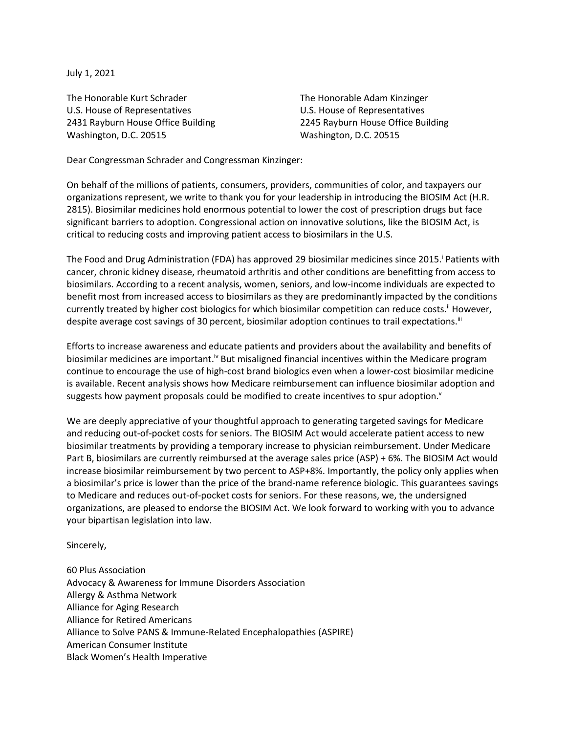July 1, 2021

The Honorable Kurt Schrader
U.S. House of Representatives
2431 Rayburn House Office Building
Washington, D.C. 20515

The Honorable Adam Kinzinger
U.S. House of Representatives
2245 Rayburn House Office Building
Washington, D.C. 20515

Dear Congressman Schrader and Congressman Kinzinger:

On behalf of the millions of patients, consumers, providers, communities of color, and taxpayers our organizations represent, we write to thank you for your leadership in introducing the BIOSIM Act (H.R. 2815). Biosimilar medicines hold enormous potential to lower the cost of prescription drugs but face significant barriers to adoption. Congressional action on innovative solutions, like the BIOSIM Act, is critical to reducing costs and improving patient access to biosimilars in the U.S.

The Food and Drug Administration (FDA) has approved 29 biosimilar medicines since 2015.[i] Patients with cancer, chronic kidney disease, rheumatoid arthritis and other conditions are benefitting from access to biosimilars. According to a recent analysis, women, seniors, and low-income individuals are expected to benefit most from increased access to biosimilars as they are predominantly impacted by the conditions currently treated by higher cost biologics for which biosimilar competition can reduce costs.[ii] However, despite average cost savings of 30 percent, biosimilar adoption continues to trail expectations.[iii]

Efforts to increase awareness and educate patients and providers about the availability and benefits of biosimilar medicines are important.[iv] But misaligned financial incentives within the Medicare program continue to encourage the use of high-cost brand biologics even when a lower-cost biosimilar medicine is available. Recent analysis shows how Medicare reimbursement can influence biosimilar adoption and suggests how payment proposals could be modified to create incentives to spur adoption.[v]

We are deeply appreciative of your thoughtful approach to generating targeted savings for Medicare and reducing out-of-pocket costs for seniors. The BIOSIM Act would accelerate patient access to new biosimilar treatments by providing a temporary increase to physician reimbursement. Under Medicare Part B, biosimilars are currently reimbursed at the average sales price (ASP) + 6%. The BIOSIM Act would increase biosimilar reimbursement by two percent to ASP+8%. Importantly, the policy only applies when a biosimilar's price is lower than the price of the brand-name reference biologic. This guarantees savings to Medicare and reduces out-of-pocket costs for seniors. For these reasons, we, the undersigned organizations, are pleased to endorse the BIOSIM Act. We look forward to working with you to advance your bipartisan legislation into law.

Sincerely,

60 Plus Association
Advocacy & Awareness for Immune Disorders Association
Allergy & Asthma Network
Alliance for Aging Research
Alliance for Retired Americans
Alliance to Solve PANS & Immune-Related Encephalopathies (ASPIRE)
American Consumer Institute
Black Women's Health Imperative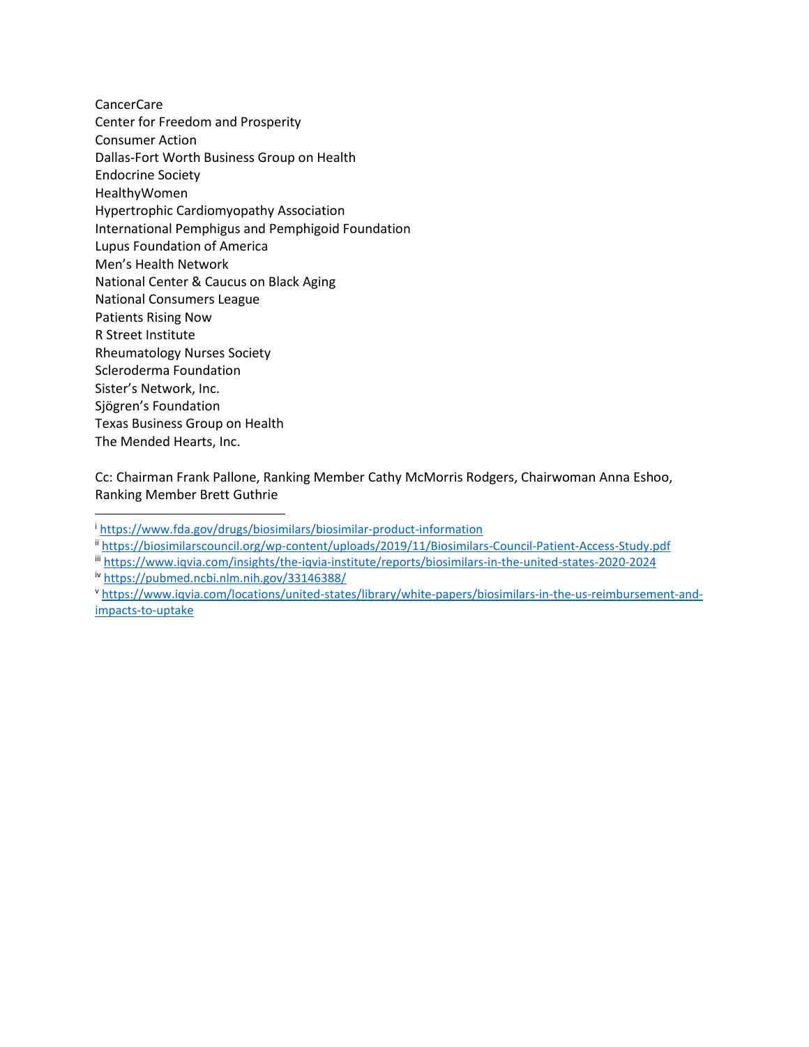CancerCare
Center for Freedom and Prosperity
Consumer Action
Dallas-Fort Worth Business Group on Health
Endocrine Society
HealthyWomen
Hypertrophic Cardiomyopathy Association
International Pemphigus and Pemphigoid Foundation
Lupus Foundation of America
Men's Health Network
National Center & Caucus on Black Aging
National Consumers League
Patients Rising Now
R Street Institute
Rheumatology Nurses Society
Scleroderma Foundation
Sister's Network, Inc.
Sjögren's Foundation
Texas Business Group on Health
The Mended Hearts, Inc.

Cc: Chairman Frank Pallone, Ranking Member Cathy McMorris Rodgers, Chairwoman Anna Eshoo, Ranking Member Brett Guthrie

---

[i] https://www.fda.gov/drugs/biosimilars/biosimilar-product-information

[ii] https://biosimilarscouncil.org/wp-content/uploads/2019/11/Biosimilars-Council-Patient-Access-Study.pdf

[iii] https://www.iqvia.com/insights/the-iqvia-institute/reports/biosimilars-in-the-united-states-2020-2024

[iv] https://pubmed.ncbi.nlm.nih.gov/33146388/

[v] https://www.iqvia.com/locations/united-states/library/white-papers/biosimilars-in-the-us-reimbursement-and-impacts-to-uptake